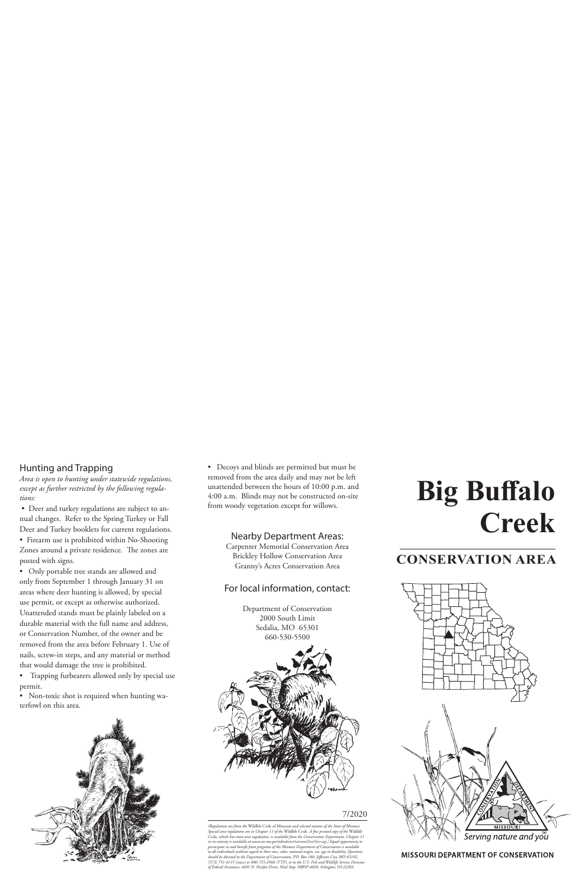## Hunting and Trapping

*Area is open to hunting under statewide regulations, except as further restricted by the following regulations:*

- Deer and turkey regulations are subject to annual changes. Refer to the Spring Turkey or Fall Deer and Turkey booklets for current regulations.
- Firearm use is prohibited within No-Shooting Zones around a private residence. The zones are posted with signs.
- Only portable tree stands are allowed and only from September 1 through January 31 on areas where deer hunting is allowed, by special use permit, or except as otherwise authorized. Unattended stands must be plainly labeled on a durable material with the full name and address, or Conservation Number, of the owner and be removed from the area before February 1. Use of nails, screw-in steps, and any material or method that would damage the tree is prohibited.
- Trapping furbearers allowed only by special use permit.
- Non-toxic shot is required when hunting waterfowl on this area.
- Decoys and blinds are permitted but must be removed from the area daily and may not be left unattended between the hours of 10:00 p.m. and 4:00 a.m. Blinds may not be constructed on-site from woody vegetation except for willows.

## Nearby Department Areas:

Carpenter Memorial Conservation Area
Brickley Hollow Conservation Area
Granny's Acres Conservation Area

## For local information, contact:

Department of Conservation
2000 South Limit
Sedalia, MO 65301
660-530-5500

7/2020

*(Regulations are from the Wildlife Code of Missouri and selected statutes of the State of Missouri. Special area regulations are in Chapter 11 of the Wildlife Code. A free printed copy of the Wildlife Code, which lists most area regulations, is available from the Conservation Department. Chapter 11 in its entirety is available at www.sos.mo.gov/adrules/csr/current/3csr/3csr.asp.) Equal opportunity to participate in and benefit from programs of the Missouri Department of Conservation is available to all individuals without regard to their race, color, national origin, sex, age or disability. Questions should be directed to the Department of Conservation, P.O. Box 180, Jefferson City, MO 65102, (573) 751-4115 (voice) or 800-735-2966 (TTY), or to the U.S. Fish and Wildlife Service Division of Federal Assistance, 4401 N. Fairfax Drive, Mail Stop: MBSP-4020, Arlington, VA 22203.*

# Big Buffalo Creek

## CONSERVATION AREA

Serving nature and you

MISSOURI DEPARTMENT OF CONSERVATION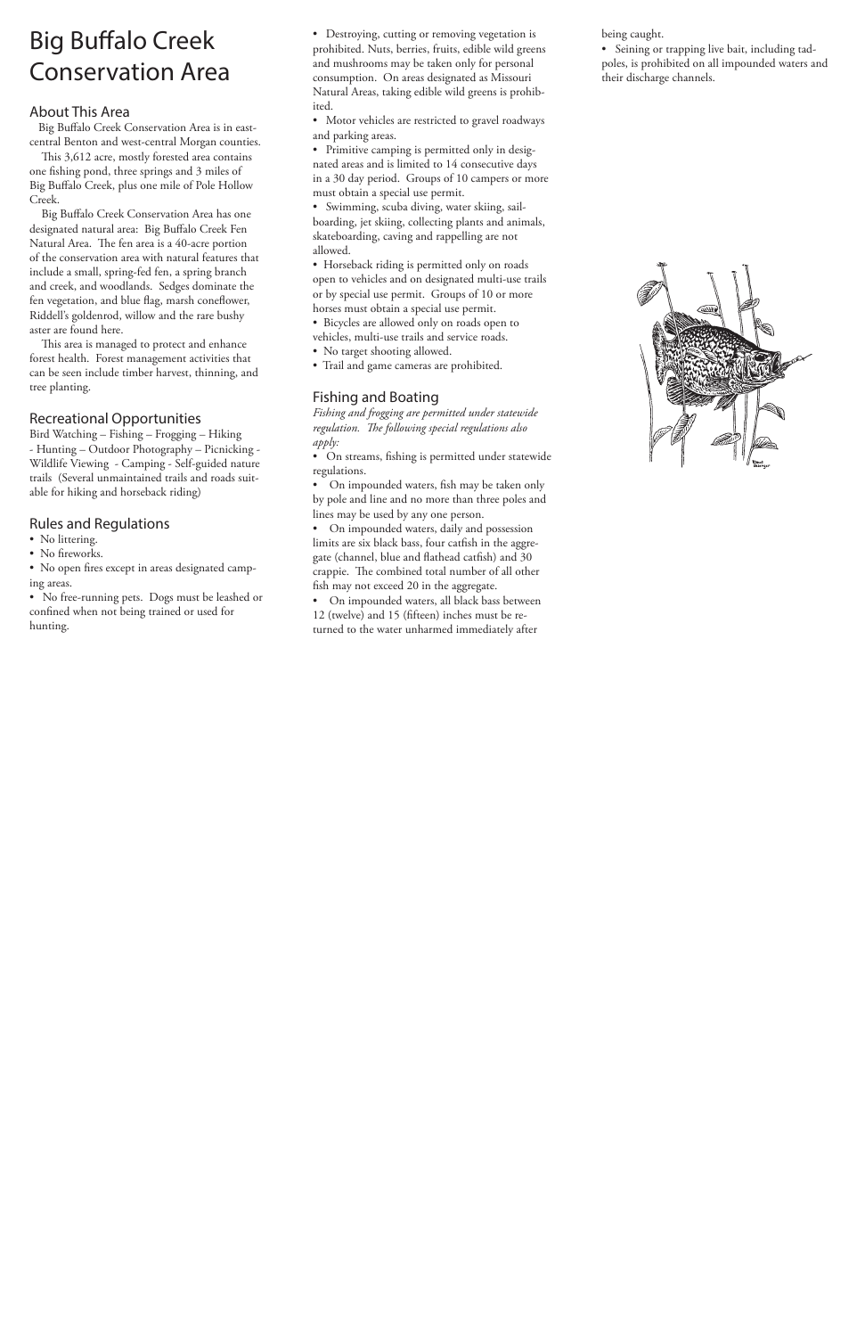# Big Buffalo Creek Conservation Area

## About This Area

Big Buffalo Creek Conservation Area is in east-central Benton and west-central Morgan counties.

This 3,612 acre, mostly forested area contains one fishing pond, three springs and 3 miles of Big Buffalo Creek, plus one mile of Pole Hollow Creek.

Big Buffalo Creek Conservation Area has one designated natural area: Big Buffalo Creek Fen Natural Area. The fen area is a 40-acre portion of the conservation area with natural features that include a small, spring-fed fen, a spring branch and creek, and woodlands. Sedges dominate the fen vegetation, and blue flag, marsh coneflower, Riddell's goldenrod, willow and the rare bushy aster are found here.

This area is managed to protect and enhance forest health. Forest management activities that can be seen include timber harvest, thinning, and tree planting.

## Recreational Opportunities

Bird Watching – Fishing – Frogging – Hiking - Hunting – Outdoor Photography – Picnicking - Wildlife Viewing - Camping - Self-guided nature trails (Several unmaintained trails and roads suitable for hiking and horseback riding)

## Rules and Regulations

- No littering.
- No fireworks.
- No open fires except in areas designated camping areas.
- No free-running pets. Dogs must be leashed or confined when not being trained or used for hunting.
- Destroying, cutting or removing vegetation is prohibited. Nuts, berries, fruits, edible wild greens and mushrooms may be taken only for personal consumption. On areas designated as Missouri Natural Areas, taking edible wild greens is prohibited.
- Motor vehicles are restricted to gravel roadways and parking areas.
- Primitive camping is permitted only in designated areas and is limited to 14 consecutive days in a 30 day period. Groups of 10 campers or more must obtain a special use permit.
- Swimming, scuba diving, water skiing, sailboarding, jet skiing, collecting plants and animals, skateboarding, caving and rappelling are not allowed.
- Horseback riding is permitted only on roads open to vehicles and on designated multi-use trails or by special use permit. Groups of 10 or more horses must obtain a special use permit.
- Bicycles are allowed only on roads open to vehicles, multi-use trails and service roads.
- No target shooting allowed.
- Trail and game cameras are prohibited.

## Fishing and Boating

*Fishing and frogging are permitted under statewide regulation. The following special regulations also apply:*

- On streams, fishing is permitted under statewide regulations.
- On impounded waters, fish may be taken only by pole and line and no more than three poles and lines may be used by any one person.
- On impounded waters, daily and possession limits are six black bass, four catfish in the aggregate (channel, blue and flathead catfish) and 30 crappie. The combined total number of all other fish may not exceed 20 in the aggregate.
- On impounded waters, all black bass between 12 (twelve) and 15 (fifteen) inches must be returned to the water unharmed immediately after being caught.
- Seining or trapping live bait, including tadpoles, is prohibited on all impounded waters and their discharge channels.